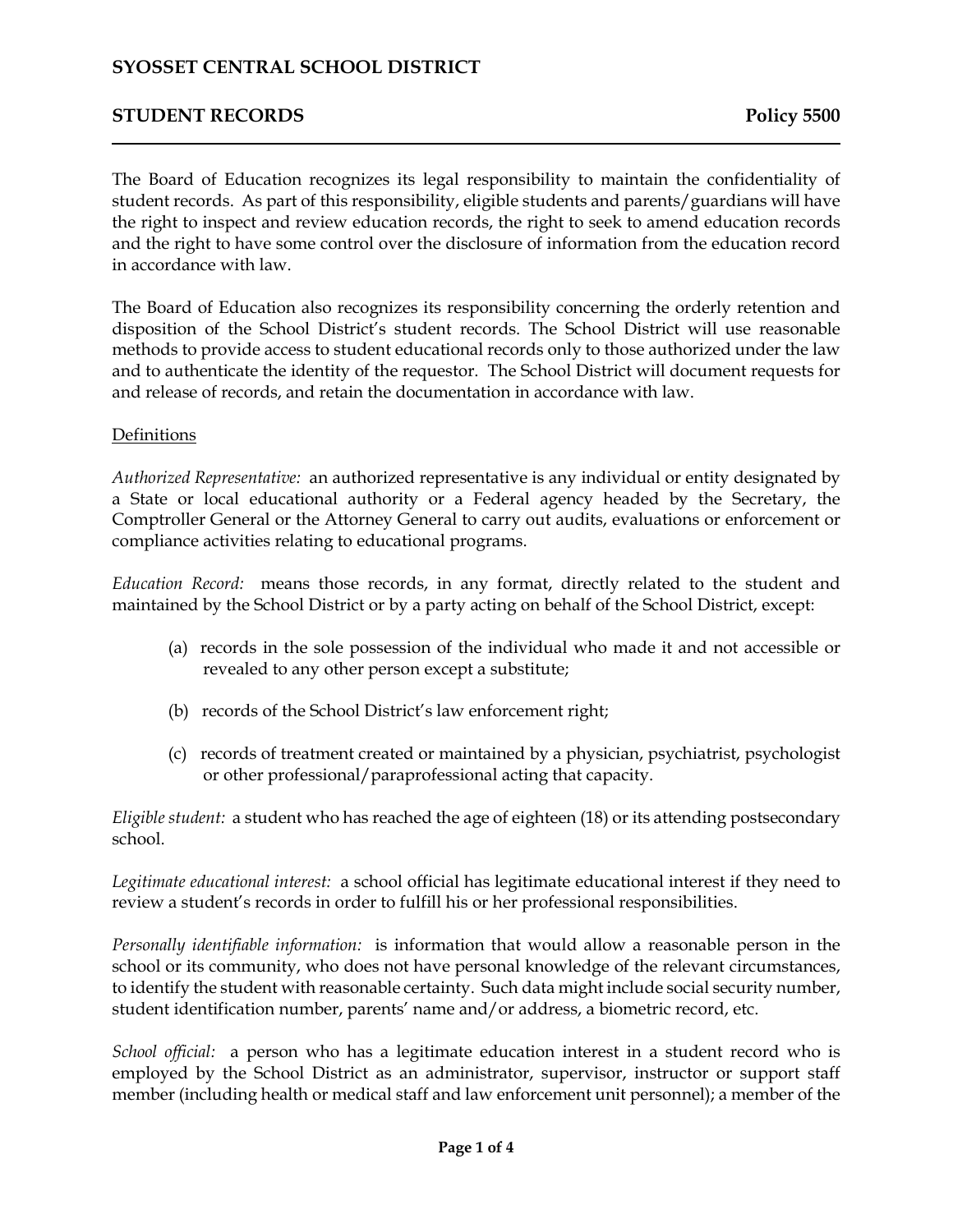# SYOSSET CENTRAL SCHOOL DISTRICT

## STUDENT RECORDS — Policy 5500

The Board of Education recognizes its legal responsibility to maintain the confidentiality of student records. As part of this responsibility, eligible students and parents/guardians will have the right to inspect and review education records, the right to seek to amend education records and the right to have some control over the disclosure of information from the education record in accordance with law.

The Board of Education also recognizes its responsibility concerning the orderly retention and disposition of the School District's student records. The School District will use reasonable methods to provide access to student educational records only to those authorized under the law and to authenticate the identity of the requestor. The School District will document requests for and release of records, and retain the documentation in accordance with law.

### Definitions

*Authorized Representative:* an authorized representative is any individual or entity designated by a State or local educational authority or a Federal agency headed by the Secretary, the Comptroller General or the Attorney General to carry out audits, evaluations or enforcement or compliance activities relating to educational programs.

*Education Record:* means those records, in any format, directly related to the student and maintained by the School District or by a party acting on behalf of the School District, except:

(a) records in the sole possession of the individual who made it and not accessible or revealed to any other person except a substitute;

(b) records of the School District's law enforcement right;

(c) records of treatment created or maintained by a physician, psychiatrist, psychologist or other professional/paraprofessional acting that capacity.

*Eligible student:* a student who has reached the age of eighteen (18) or its attending postsecondary school.

*Legitimate educational interest:* a school official has legitimate educational interest if they need to review a student's records in order to fulfill his or her professional responsibilities.

*Personally identifiable information:* is information that would allow a reasonable person in the school or its community, who does not have personal knowledge of the relevant circumstances, to identify the student with reasonable certainty. Such data might include social security number, student identification number, parents' name and/or address, a biometric record, etc.

*School official:* a person who has a legitimate education interest in a student record who is employed by the School District as an administrator, supervisor, instructor or support staff member (including health or medical staff and law enforcement unit personnel); a member of the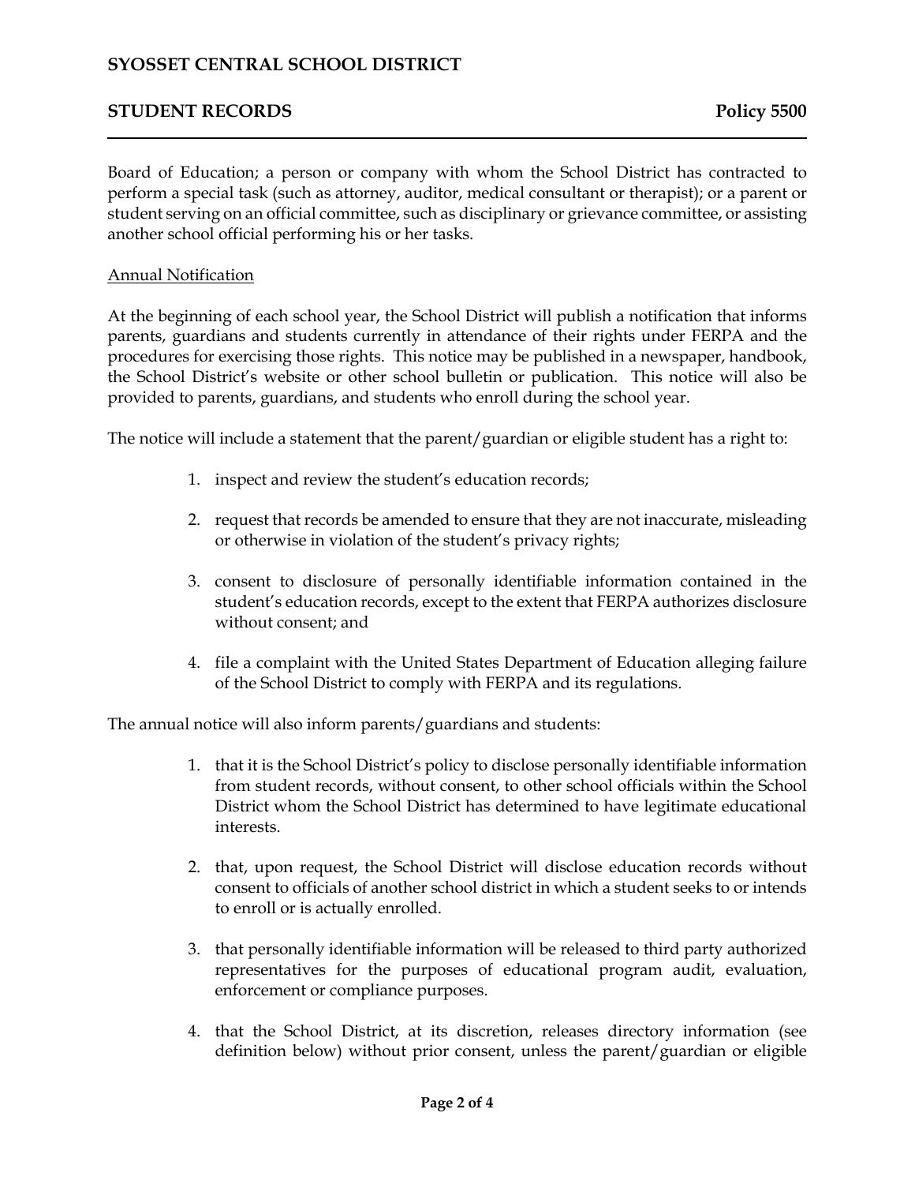Board of Education; a person or company with whom the School District has contracted to perform a special task (such as attorney, auditor, medical consultant or therapist); or a parent or student serving on an official committee, such as disciplinary or grievance committee, or assisting another school official performing his or her tasks.

Annual Notification

At the beginning of each school year, the School District will publish a notification that informs parents, guardians and students currently in attendance of their rights under FERPA and the procedures for exercising those rights. This notice may be published in a newspaper, handbook, the School District's website or other school bulletin or publication. This notice will also be provided to parents, guardians, and students who enroll during the school year.

The notice will include a statement that the parent/guardian or eligible student has a right to:

1. inspect and review the student's education records;

2. request that records be amended to ensure that they are not inaccurate, misleading or otherwise in violation of the student's privacy rights;

3. consent to disclosure of personally identifiable information contained in the student's education records, except to the extent that FERPA authorizes disclosure without consent; and

4. file a complaint with the United States Department of Education alleging failure of the School District to comply with FERPA and its regulations.

The annual notice will also inform parents/guardians and students:

1. that it is the School District's policy to disclose personally identifiable information from student records, without consent, to other school officials within the School District whom the School District has determined to have legitimate educational interests.

2. that, upon request, the School District will disclose education records without consent to officials of another school district in which a student seeks to or intends to enroll or is actually enrolled.

3. that personally identifiable information will be released to third party authorized representatives for the purposes of educational program audit, evaluation, enforcement or compliance purposes.

4. that the School District, at its discretion, releases directory information (see definition below) without prior consent, unless the parent/guardian or eligible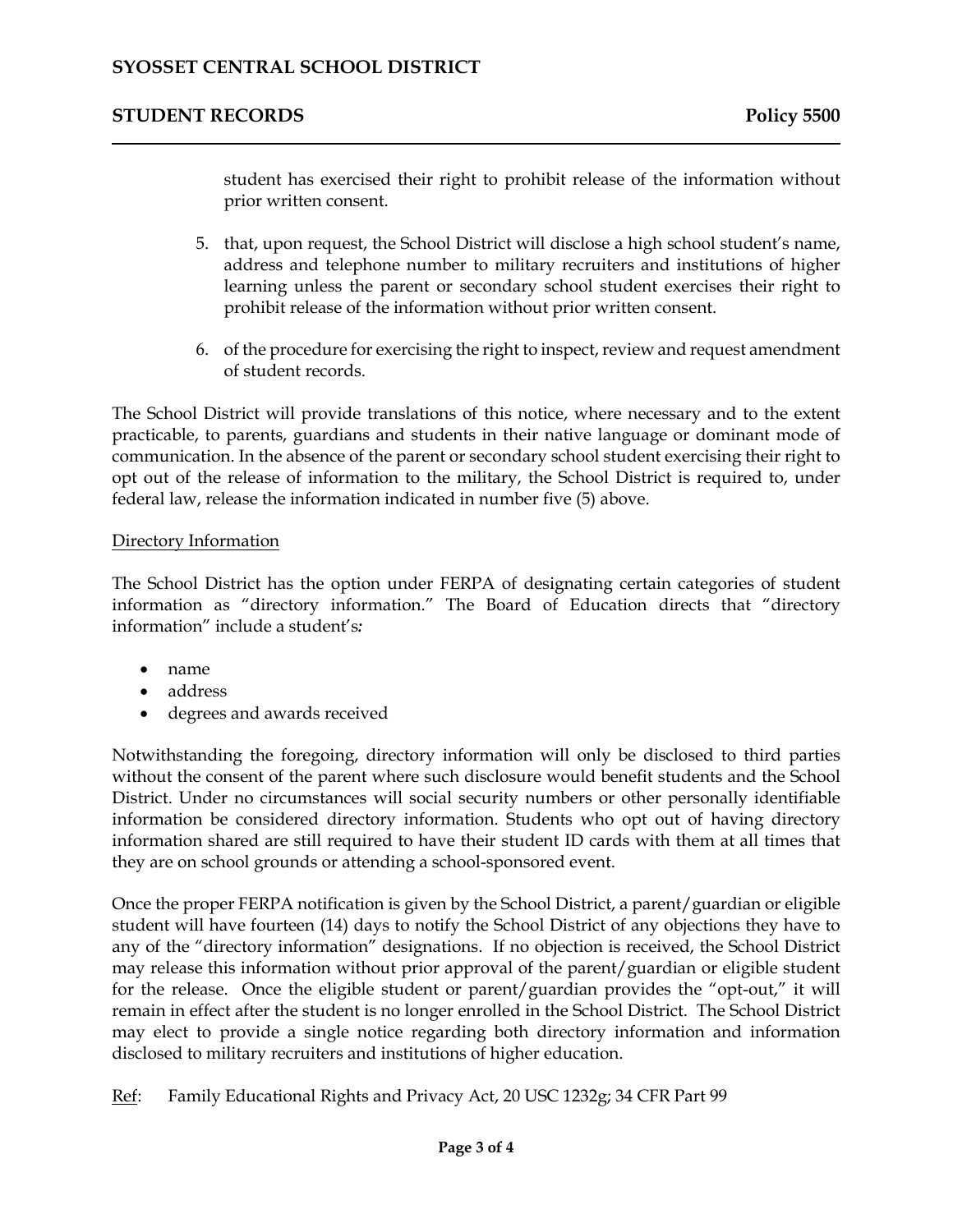student has exercised their right to prohibit release of the information without prior written consent.

5. that, upon request, the School District will disclose a high school student's name, address and telephone number to military recruiters and institutions of higher learning unless the parent or secondary school student exercises their right to prohibit release of the information without prior written consent.

6. of the procedure for exercising the right to inspect, review and request amendment of student records.

The School District will provide translations of this notice, where necessary and to the extent practicable, to parents, guardians and students in their native language or dominant mode of communication. In the absence of the parent or secondary school student exercising their right to opt out of the release of information to the military, the School District is required to, under federal law, release the information indicated in number five (5) above.

Directory Information

The School District has the option under FERPA of designating certain categories of student information as "directory information." The Board of Education directs that "directory information" include a student's:

- name
- address
- degrees and awards received

Notwithstanding the foregoing, directory information will only be disclosed to third parties without the consent of the parent where such disclosure would benefit students and the School District. Under no circumstances will social security numbers or other personally identifiable information be considered directory information. Students who opt out of having directory information shared are still required to have their student ID cards with them at all times that they are on school grounds or attending a school-sponsored event.

Once the proper FERPA notification is given by the School District, a parent/guardian or eligible student will have fourteen (14) days to notify the School District of any objections they have to any of the "directory information" designations. If no objection is received, the School District may release this information without prior approval of the parent/guardian or eligible student for the release. Once the eligible student or parent/guardian provides the "opt-out," it will remain in effect after the student is no longer enrolled in the School District. The School District may elect to provide a single notice regarding both directory information and information disclosed to military recruiters and institutions of higher education.

Ref: Family Educational Rights and Privacy Act, 20 USC 1232g; 34 CFR Part 99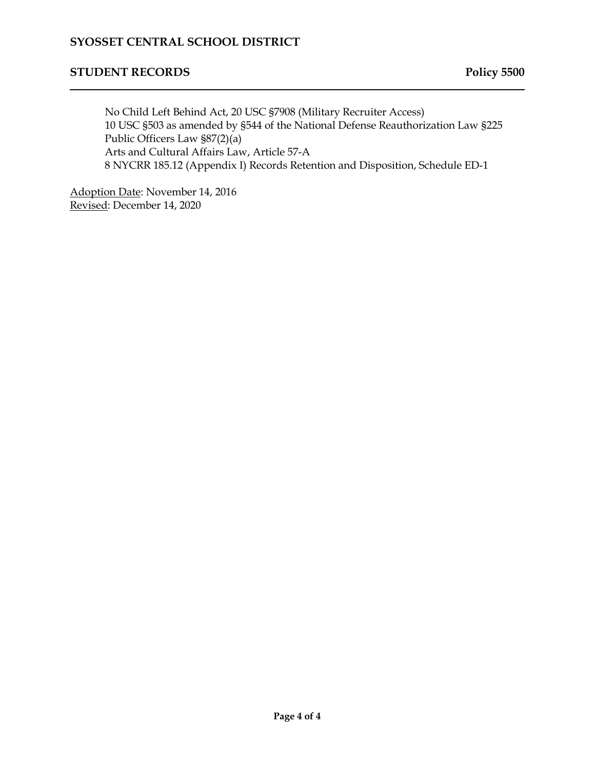No Child Left Behind Act, 20 USC §7908 (Military Recruiter Access)
10 USC §503 as amended by §544 of the National Defense Reauthorization Law §225
Public Officers Law §87(2)(a)
Arts and Cultural Affairs Law, Article 57-A
8 NYCRR 185.12 (Appendix I) Records Retention and Disposition, Schedule ED-1

Adoption Date: November 14, 2016
Revised: December 14, 2020